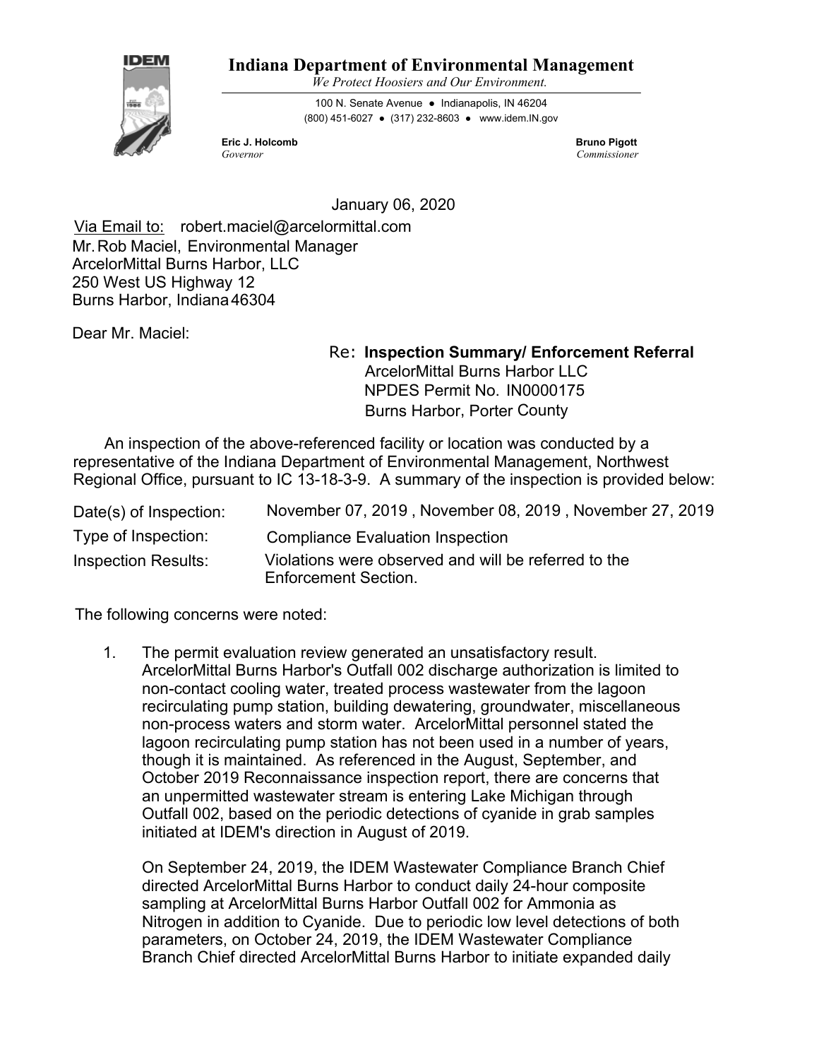# Indiana Department of Environmental Management

*We Protect Hoosiers and Our Environment.*

100 N. Senate Avenue ● Indianapolis, IN 46204
(800) 451-6027 ● (317) 232-8603 ● www.idem.IN.gov

**Eric J. Holcomb**
*Governor*

**Bruno Pigott**
*Commissioner*

January 06, 2020

Via Email to: robert.maciel@arcelormittal.com
Mr. Rob Maciel, Environmental Manager
ArcelorMittal Burns Harbor, LLC
250 West US Highway 12
Burns Harbor, Indiana 46304

Dear Mr. Maciel:

Re: **Inspection Summary/ Enforcement Referral**
ArcelorMittal Burns Harbor LLC
NPDES Permit No. IN0000175
Burns Harbor, Porter County

An inspection of the above-referenced facility or location was conducted by a representative of the Indiana Department of Environmental Management, Northwest Regional Office, pursuant to IC 13-18-3-9. A summary of the inspection is provided below:

| | |
|---|---|
| Date(s) of Inspection: | November 07, 2019 , November 08, 2019 , November 27, 2019 |
| Type of Inspection: | Compliance Evaluation Inspection |
| Inspection Results: | Violations were observed and will be referred to the Enforcement Section. |

The following concerns were noted:

1. The permit evaluation review generated an unsatisfactory result. ArcelorMittal Burns Harbor's Outfall 002 discharge authorization is limited to non-contact cooling water, treated process wastewater from the lagoon recirculating pump station, building dewatering, groundwater, miscellaneous non-process waters and storm water. ArcelorMittal personnel stated the lagoon recirculating pump station has not been used in a number of years, though it is maintained. As referenced in the August, September, and October 2019 Reconnaissance inspection report, there are concerns that an unpermitted wastewater stream is entering Lake Michigan through Outfall 002, based on the periodic detections of cyanide in grab samples initiated at IDEM's direction in August of 2019.

   On September 24, 2019, the IDEM Wastewater Compliance Branch Chief directed ArcelorMittal Burns Harbor to conduct daily 24-hour composite sampling at ArcelorMittal Burns Harbor Outfall 002 for Ammonia as Nitrogen in addition to Cyanide. Due to periodic low level detections of both parameters, on October 24, 2019, the IDEM Wastewater Compliance Branch Chief directed ArcelorMittal Burns Harbor to initiate expanded daily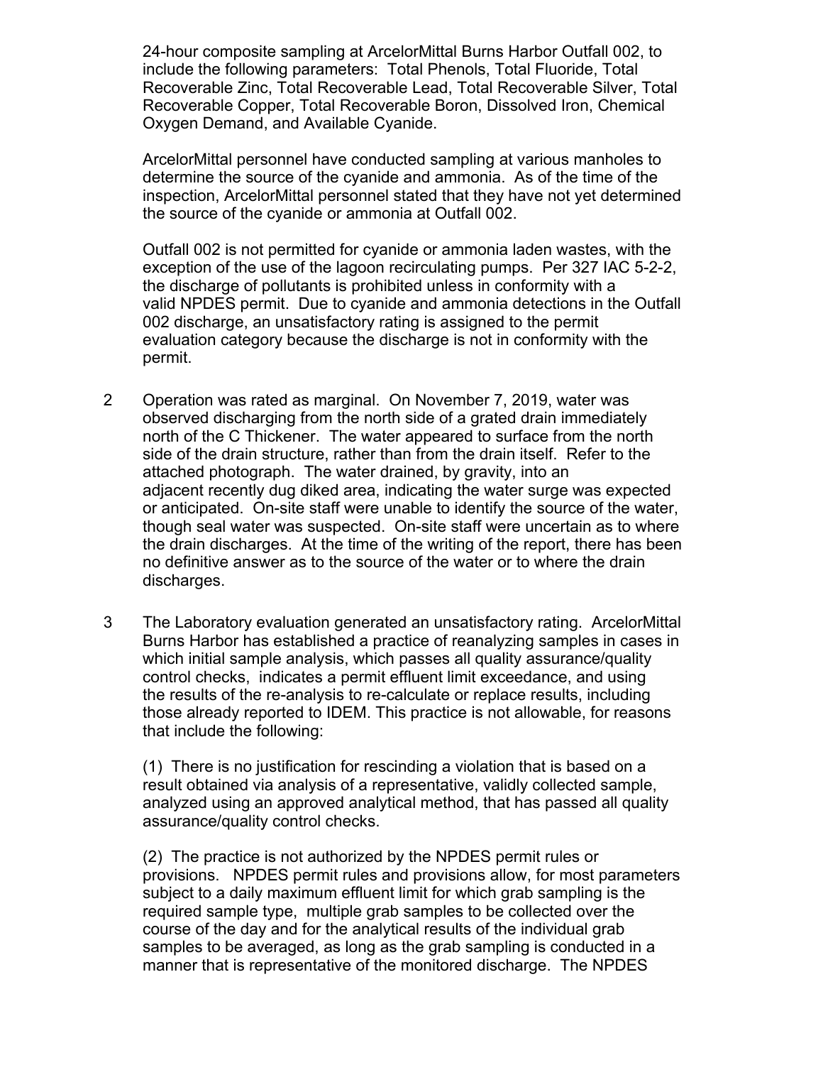24-hour composite sampling at ArcelorMittal Burns Harbor Outfall 002, to include the following parameters: Total Phenols, Total Fluoride, Total Recoverable Zinc, Total Recoverable Lead, Total Recoverable Silver, Total Recoverable Copper, Total Recoverable Boron, Dissolved Iron, Chemical Oxygen Demand, and Available Cyanide.

ArcelorMittal personnel have conducted sampling at various manholes to determine the source of the cyanide and ammonia. As of the time of the inspection, ArcelorMittal personnel stated that they have not yet determined the source of the cyanide or ammonia at Outfall 002.

Outfall 002 is not permitted for cyanide or ammonia laden wastes, with the exception of the use of the lagoon recirculating pumps. Per 327 IAC 5-2-2, the discharge of pollutants is prohibited unless in conformity with a valid NPDES permit. Due to cyanide and ammonia detections in the Outfall 002 discharge, an unsatisfactory rating is assigned to the permit evaluation category because the discharge is not in conformity with the permit.

2 Operation was rated as marginal. On November 7, 2019, water was observed discharging from the north side of a grated drain immediately north of the C Thickener. The water appeared to surface from the north side of the drain structure, rather than from the drain itself. Refer to the attached photograph. The water drained, by gravity, into an adjacent recently dug diked area, indicating the water surge was expected or anticipated. On-site staff were unable to identify the source of the water, though seal water was suspected. On-site staff were uncertain as to where the drain discharges. At the time of the writing of the report, there has been no definitive answer as to the source of the water or to where the drain discharges.

3 The Laboratory evaluation generated an unsatisfactory rating. ArcelorMittal Burns Harbor has established a practice of reanalyzing samples in cases in which initial sample analysis, which passes all quality assurance/quality control checks, indicates a permit effluent limit exceedance, and using the results of the re-analysis to re-calculate or replace results, including those already reported to IDEM. This practice is not allowable, for reasons that include the following:

(1) There is no justification for rescinding a violation that is based on a result obtained via analysis of a representative, validly collected sample, analyzed using an approved analytical method, that has passed all quality assurance/quality control checks.

(2) The practice is not authorized by the NPDES permit rules or provisions. NPDES permit rules and provisions allow, for most parameters subject to a daily maximum effluent limit for which grab sampling is the required sample type, multiple grab samples to be collected over the course of the day and for the analytical results of the individual grab samples to be averaged, as long as the grab sampling is conducted in a manner that is representative of the monitored discharge. The NPDES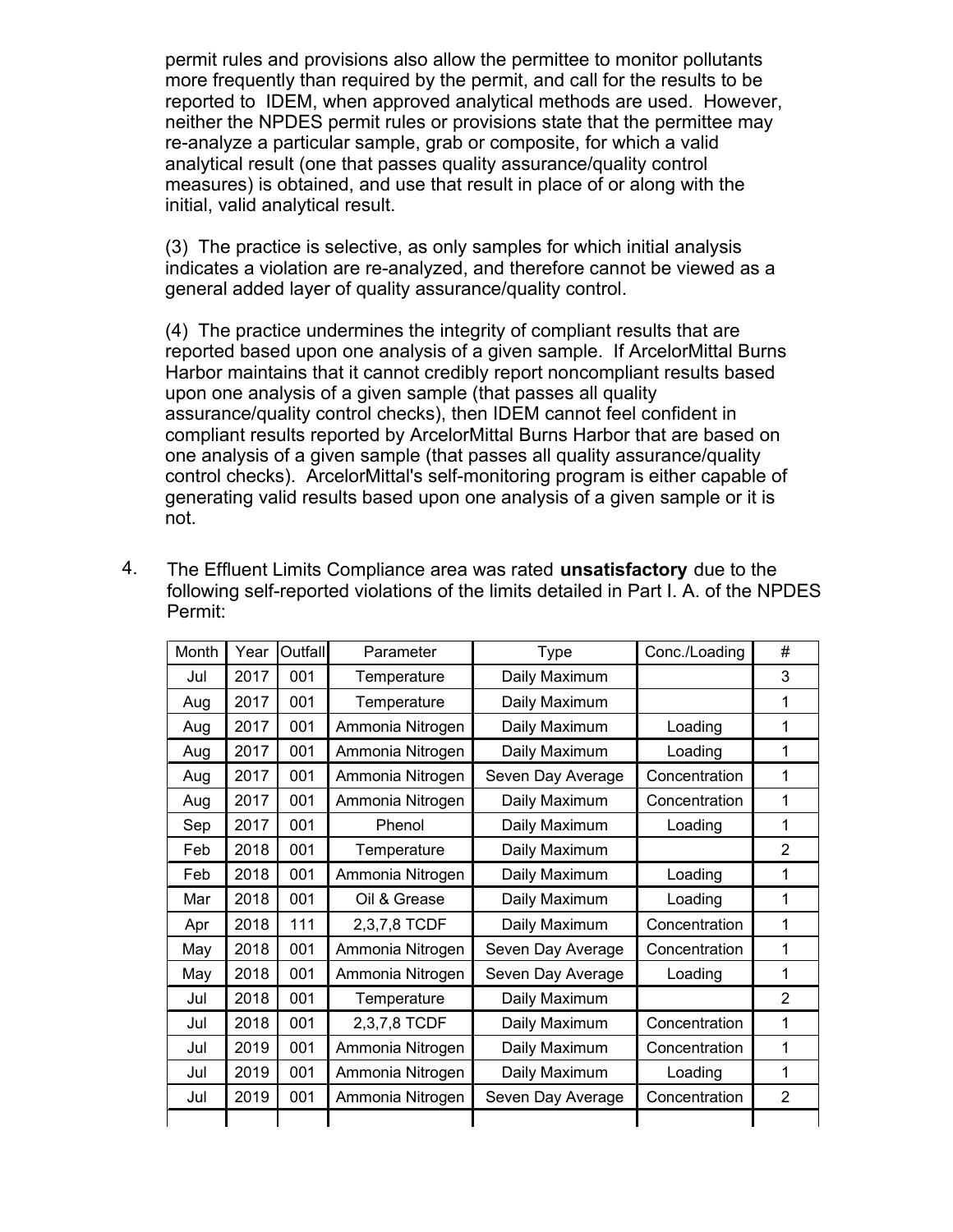permit rules and provisions also allow the permittee to monitor pollutants more frequently than required by the permit, and call for the results to be reported to IDEM, when approved analytical methods are used. However, neither the NPDES permit rules or provisions state that the permittee may re-analyze a particular sample, grab or composite, for which a valid analytical result (one that passes quality assurance/quality control measures) is obtained, and use that result in place of or along with the initial, valid analytical result.

(3) The practice is selective, as only samples for which initial analysis indicates a violation are re-analyzed, and therefore cannot be viewed as a general added layer of quality assurance/quality control.

(4) The practice undermines the integrity of compliant results that are reported based upon one analysis of a given sample. If ArcelorMittal Burns Harbor maintains that it cannot credibly report noncompliant results based upon one analysis of a given sample (that passes all quality assurance/quality control checks), then IDEM cannot feel confident in compliant results reported by ArcelorMittal Burns Harbor that are based on one analysis of a given sample (that passes all quality assurance/quality control checks). ArcelorMittal's self-monitoring program is either capable of generating valid results based upon one analysis of a given sample or it is not.

4. The Effluent Limits Compliance area was rated **unsatisfactory** due to the following self-reported violations of the limits detailed in Part I. A. of the NPDES Permit:

| Month | Year | Outfall | Parameter | Type | Conc./Loading | # |
|---|---|---|---|---|---|---|
| Jul | 2017 | 001 | Temperature | Daily Maximum | | 3 |
| Aug | 2017 | 001 | Temperature | Daily Maximum | | 1 |
| Aug | 2017 | 001 | Ammonia Nitrogen | Daily Maximum | Loading | 1 |
| Aug | 2017 | 001 | Ammonia Nitrogen | Daily Maximum | Loading | 1 |
| Aug | 2017 | 001 | Ammonia Nitrogen | Seven Day Average | Concentration | 1 |
| Aug | 2017 | 001 | Ammonia Nitrogen | Daily Maximum | Concentration | 1 |
| Sep | 2017 | 001 | Phenol | Daily Maximum | Loading | 1 |
| Feb | 2018 | 001 | Temperature | Daily Maximum | | 2 |
| Feb | 2018 | 001 | Ammonia Nitrogen | Daily Maximum | Loading | 1 |
| Mar | 2018 | 001 | Oil & Grease | Daily Maximum | Loading | 1 |
| Apr | 2018 | 111 | 2,3,7,8 TCDF | Daily Maximum | Concentration | 1 |
| May | 2018 | 001 | Ammonia Nitrogen | Seven Day Average | Concentration | 1 |
| May | 2018 | 001 | Ammonia Nitrogen | Seven Day Average | Loading | 1 |
| Jul | 2018 | 001 | Temperature | Daily Maximum | | 2 |
| Jul | 2018 | 001 | 2,3,7,8 TCDF | Daily Maximum | Concentration | 1 |
| Jul | 2019 | 001 | Ammonia Nitrogen | Daily Maximum | Concentration | 1 |
| Jul | 2019 | 001 | Ammonia Nitrogen | Daily Maximum | Loading | 1 |
| Jul | 2019 | 001 | Ammonia Nitrogen | Seven Day Average | Concentration | 2 |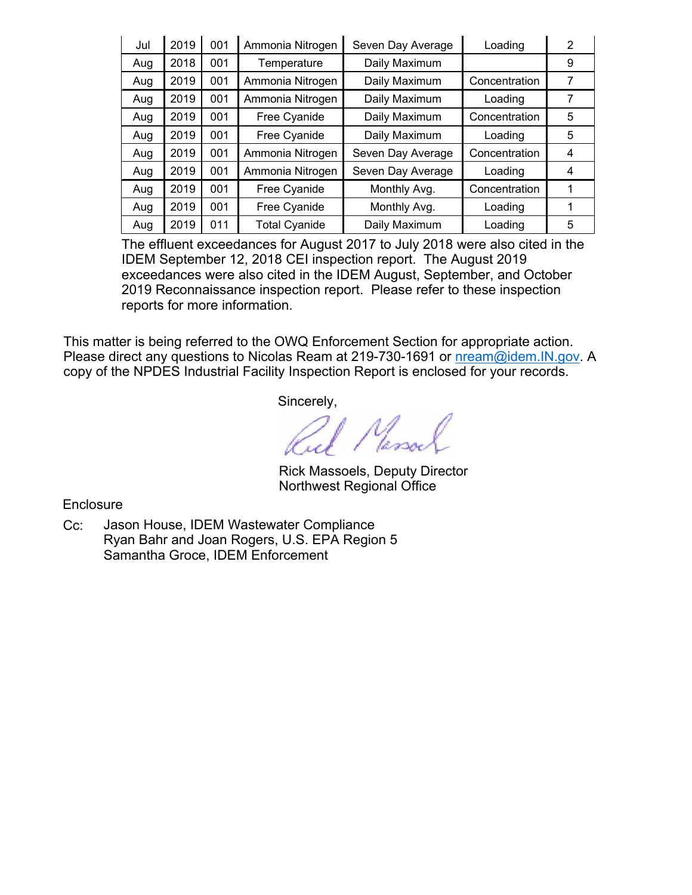| Jul | 2019 | 001 | Ammonia Nitrogen | Seven Day Average | Loading | 2 |
|---|---|---|---|---|---|---|
| Aug | 2018 | 001 | Temperature | Daily Maximum | | 9 |
| Aug | 2019 | 001 | Ammonia Nitrogen | Daily Maximum | Concentration | 7 |
| Aug | 2019 | 001 | Ammonia Nitrogen | Daily Maximum | Loading | 7 |
| Aug | 2019 | 001 | Free Cyanide | Daily Maximum | Concentration | 5 |
| Aug | 2019 | 001 | Free Cyanide | Daily Maximum | Loading | 5 |
| Aug | 2019 | 001 | Ammonia Nitrogen | Seven Day Average | Concentration | 4 |
| Aug | 2019 | 001 | Ammonia Nitrogen | Seven Day Average | Loading | 4 |
| Aug | 2019 | 001 | Free Cyanide | Monthly Avg. | Concentration | 1 |
| Aug | 2019 | 001 | Free Cyanide | Monthly Avg. | Loading | 1 |
| Aug | 2019 | 011 | Total Cyanide | Daily Maximum | Loading | 5 |

The effluent exceedances for August 2017 to July 2018 were also cited in the IDEM September 12, 2018 CEI inspection report. The August 2019 exceedances were also cited in the IDEM August, September, and October 2019 Reconnaissance inspection report. Please refer to these inspection reports for more information.

This matter is being referred to the OWQ Enforcement Section for appropriate action. Please direct any questions to Nicolas Ream at 219-730-1691 or nream@idem.IN.gov. A copy of the NPDES Industrial Facility Inspection Report is enclosed for your records.

Sincerely,

Rick Massoels, Deputy Director
Northwest Regional Office

Enclosure

Cc: Jason House, IDEM Wastewater Compliance
Ryan Bahr and Joan Rogers, U.S. EPA Region 5
Samantha Groce, IDEM Enforcement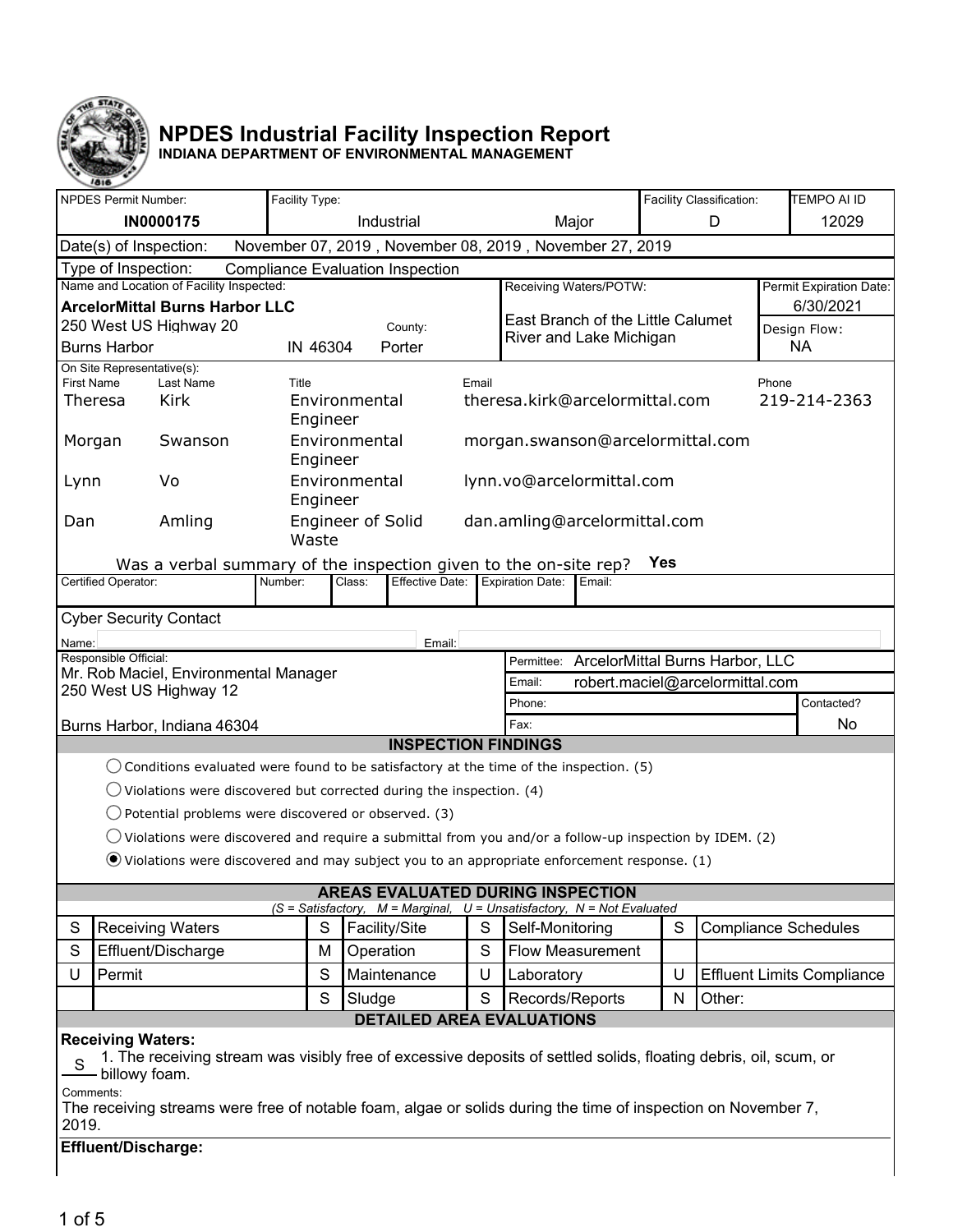# NPDES Industrial Facility Inspection Report

**INDIANA DEPARTMENT OF ENVIRONMENTAL MANAGEMENT**

| NPDES Permit Number: | Facility Type: | | Facility Classification: | TEMPO AI ID |
|---|---|---|---|---|
| IN0000175 | Industrial | Major | D | 12029 |

**Date(s) of Inspection:** November 07, 2019 , November 08, 2019 , November 27, 2019

**Type of Inspection:** Compliance Evaluation Inspection

| Name and Location of Facility Inspected: | Receiving Waters/POTW: | Permit Expiration Date: |
|---|---|---|
| **ArcelorMittal Burns Harbor LLC**<br>250 West US Highway 20<br>Burns Harbor IN 46304 County: Porter | East Branch of the Little Calumet River and Lake Michigan | 6/30/2021<br>Design Flow: NA |

**On Site Representative(s):**

| First Name | Last Name | Title | Email | Phone |
|---|---|---|---|---|
| Theresa | Kirk | Environmental Engineer | theresa.kirk@arcelormittal.com | 219-214-2363 |
| Morgan | Swanson | Environmental Engineer | morgan.swanson@arcelormittal.com | |
| Lynn | Vo | Environmental Engineer | lynn.vo@arcelormittal.com | |
| Dan | Amling | Engineer of Solid Waste | dan.amling@arcelormittal.com | |

Was a verbal summary of the inspection given to the on-site rep? **Yes**

| Certified Operator: | Number: | Class: | Effective Date: | Expiration Date: | Email: |
|---|---|---|---|---|---|
| | | | | | |

**Cyber Security Contact**

Name: Email:

| Responsible Official: | | |
|---|---|---|
| Mr. Rob Maciel, Environmental Manager<br>250 West US Highway 12<br><br>Burns Harbor, Indiana 46304 | Permittee: ArcelorMittal Burns Harbor, LLC<br>Email: robert.maciel@arcelormittal.com<br>Phone:<br>Fax: | Contacted?<br>No |

## INSPECTION FINDINGS

- ○ Conditions evaluated were found to be satisfactory at the time of the inspection. (5)
- ○ Violations were discovered but corrected during the inspection. (4)
- ○ Potential problems were discovered or observed. (3)
- ○ Violations were discovered and require a submittal from you and/or a follow-up inspection by IDEM. (2)
- ◉ Violations were discovered and may subject you to an appropriate enforcement response. (1)

## AREAS EVALUATED DURING INSPECTION

*(S = Satisfactory, M = Marginal, U = Unsatisfactory, N = Not Evaluated)*

| | | | | | | | |
|---|---|---|---|---|---|---|---|
| S | Receiving Waters | S | Facility/Site | S | Self-Monitoring | S | Compliance Schedules |
| S | Effluent/Discharge | M | Operation | S | Flow Measurement | | |
| U | Permit | S | Maintenance | U | Laboratory | U | Effluent Limits Compliance |
| | | S | Sludge | S | Records/Reports | N | Other: |

## DETAILED AREA EVALUATIONS

**Receiving Waters:**

S 1. The receiving stream was visibly free of excessive deposits of settled solids, floating debris, oil, scum, or billowy foam.

Comments:
The receiving streams were free of notable foam, algae or solids during the time of inspection on November 7, 2019.

**Effluent/Discharge:**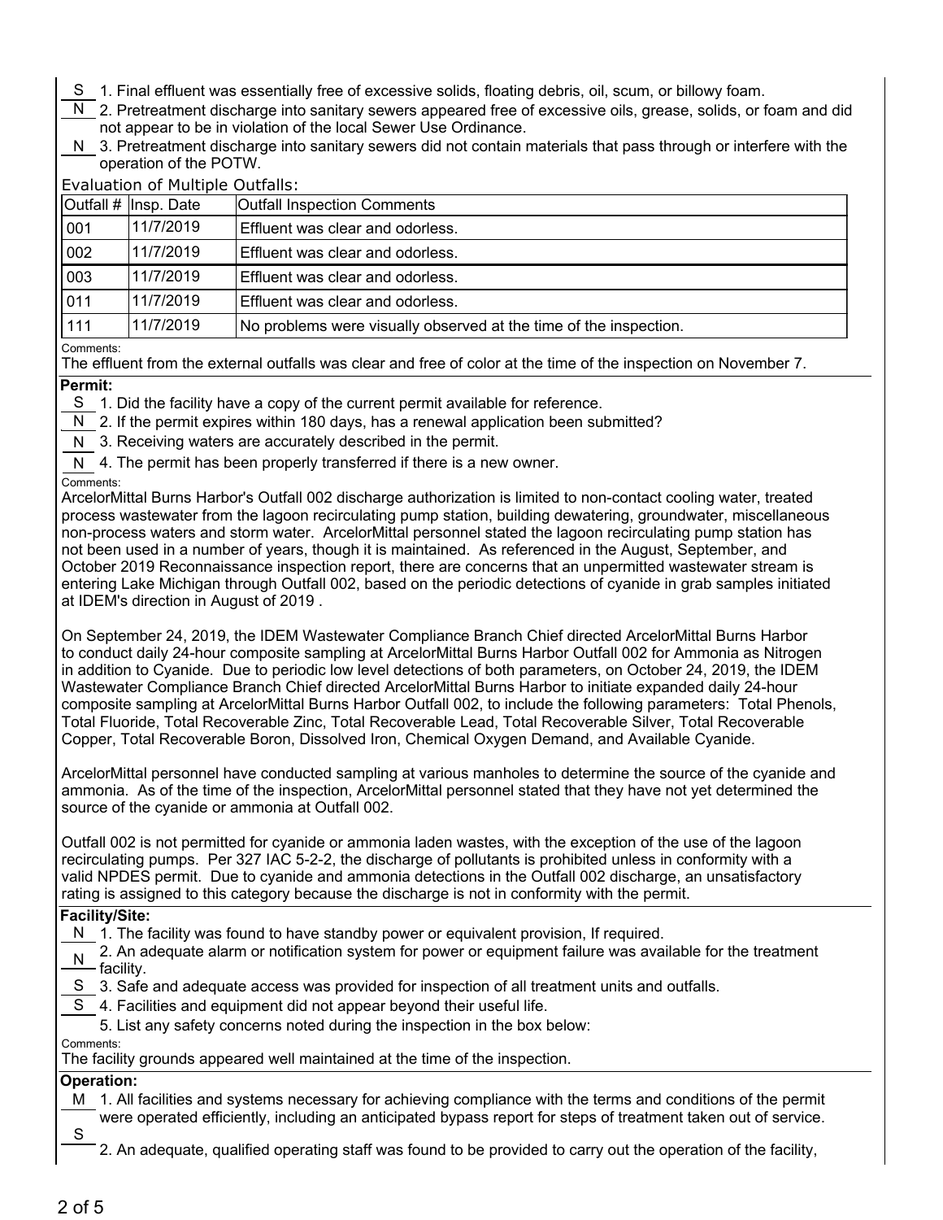S 1. Final effluent was essentially free of excessive solids, floating debris, oil, scum, or billowy foam.

N 2. Pretreatment discharge into sanitary sewers appeared free of excessive oils, grease, solids, or foam and did not appear to be in violation of the local Sewer Use Ordinance.

N 3. Pretreatment discharge into sanitary sewers did not contain materials that pass through or interfere with the operation of the POTW.

Evaluation of Multiple Outfalls:

| Outfall # | Insp. Date | Outfall Inspection Comments |
|---|---|---|
| 001 | 11/7/2019 | Effluent was clear and odorless. |
| 002 | 11/7/2019 | Effluent was clear and odorless. |
| 003 | 11/7/2019 | Effluent was clear and odorless. |
| 011 | 11/7/2019 | Effluent was clear and odorless. |
| 111 | 11/7/2019 | No problems were visually observed at the time of the inspection. |

Comments:
The effluent from the external outfalls was clear and free of color at the time of the inspection on November 7.

**Permit:**

S 1. Did the facility have a copy of the current permit available for reference.

N 2. If the permit expires within 180 days, has a renewal application been submitted?

N 3. Receiving waters are accurately described in the permit.

N 4. The permit has been properly transferred if there is a new owner.

Comments:
ArcelorMittal Burns Harbor's Outfall 002 discharge authorization is limited to non-contact cooling water, treated process wastewater from the lagoon recirculating pump station, building dewatering, groundwater, miscellaneous non-process waters and storm water. ArcelorMittal personnel stated the lagoon recirculating pump station has not been used in a number of years, though it is maintained. As referenced in the August, September, and October 2019 Reconnaissance inspection report, there are concerns that an unpermitted wastewater stream is entering Lake Michigan through Outfall 002, based on the periodic detections of cyanide in grab samples initiated at IDEM's direction in August of 2019 .

On September 24, 2019, the IDEM Wastewater Compliance Branch Chief directed ArcelorMittal Burns Harbor to conduct daily 24-hour composite sampling at ArcelorMittal Burns Harbor Outfall 002 for Ammonia as Nitrogen in addition to Cyanide. Due to periodic low level detections of both parameters, on October 24, 2019, the IDEM Wastewater Compliance Branch Chief directed ArcelorMittal Burns Harbor to initiate expanded daily 24-hour composite sampling at ArcelorMittal Burns Harbor Outfall 002, to include the following parameters: Total Phenols, Total Fluoride, Total Recoverable Zinc, Total Recoverable Lead, Total Recoverable Silver, Total Recoverable Copper, Total Recoverable Boron, Dissolved Iron, Chemical Oxygen Demand, and Available Cyanide.

ArcelorMittal personnel have conducted sampling at various manholes to determine the source of the cyanide and ammonia. As of the time of the inspection, ArcelorMittal personnel stated that they have not yet determined the source of the cyanide or ammonia at Outfall 002.

Outfall 002 is not permitted for cyanide or ammonia laden wastes, with the exception of the use of the lagoon recirculating pumps. Per 327 IAC 5-2-2, the discharge of pollutants is prohibited unless in conformity with a valid NPDES permit. Due to cyanide and ammonia detections in the Outfall 002 discharge, an unsatisfactory rating is assigned to this category because the discharge is not in conformity with the permit.

**Facility/Site:**

N 1. The facility was found to have standby power or equivalent provision, If required.

N 2. An adequate alarm or notification system for power or equipment failure was available for the treatment facility.

S 3. Safe and adequate access was provided for inspection of all treatment units and outfalls.

S 4. Facilities and equipment did not appear beyond their useful life.

5. List any safety concerns noted during the inspection in the box below:

Comments:
The facility grounds appeared well maintained at the time of the inspection.

**Operation:**

M 1. All facilities and systems necessary for achieving compliance with the terms and conditions of the permit were operated efficiently, including an anticipated bypass report for steps of treatment taken out of service.

S 2. An adequate, qualified operating staff was found to be provided to carry out the operation of the facility,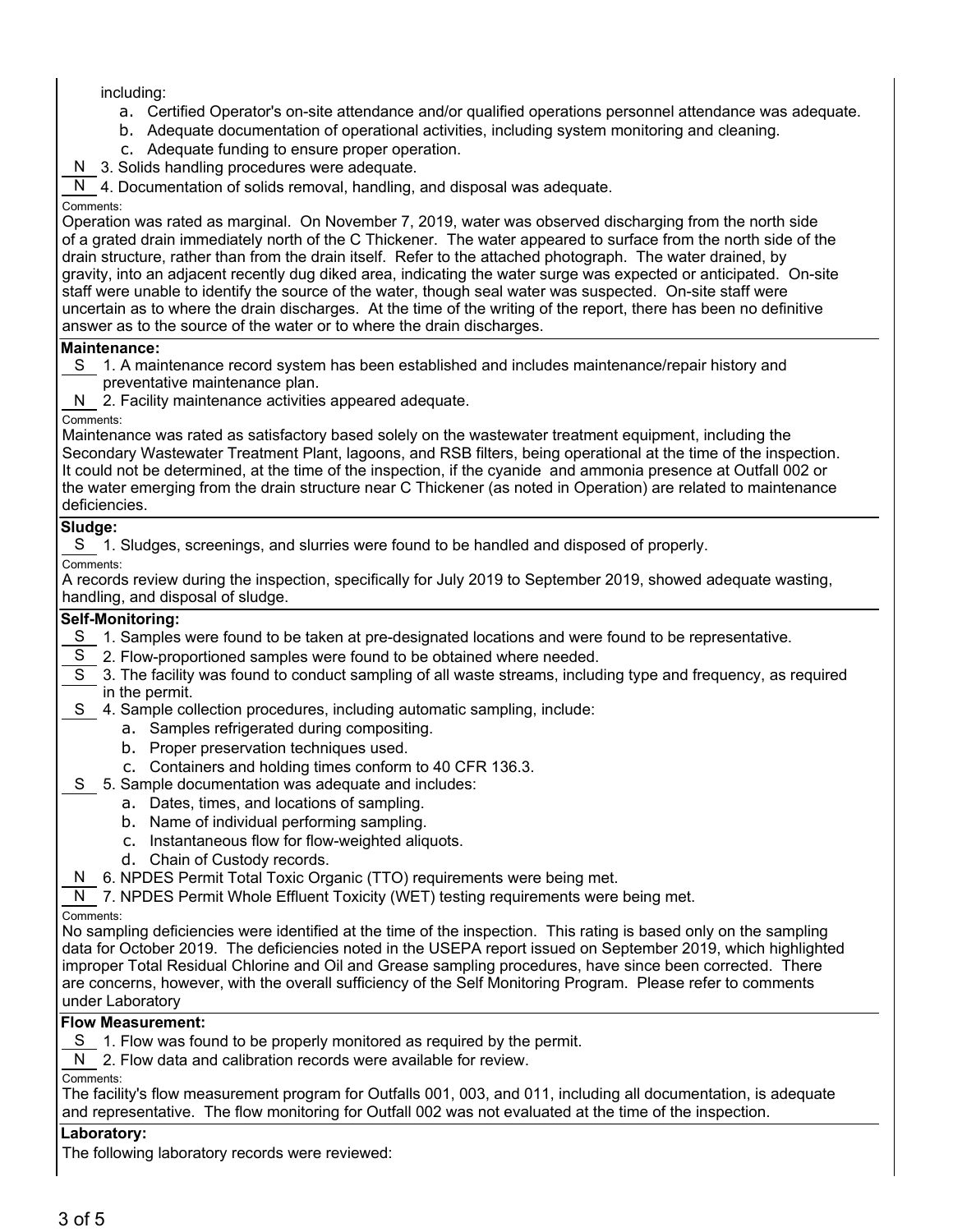including:

a. Certified Operator's on-site attendance and/or qualified operations personnel attendance was adequate.
b. Adequate documentation of operational activities, including system monitoring and cleaning.
c. Adequate funding to ensure proper operation.

__N__ 3. Solids handling procedures were adequate.

__N__ 4. Documentation of solids removal, handling, and disposal was adequate.

Comments:

Operation was rated as marginal. On November 7, 2019, water was observed discharging from the north side of a grated drain immediately north of the C Thickener. The water appeared to surface from the north side of the drain structure, rather than from the drain itself. Refer to the attached photograph. The water drained, by gravity, into an adjacent recently dug diked area, indicating the water surge was expected or anticipated. On-site staff were unable to identify the source of the water, though seal water was suspected. On-site staff were uncertain as to where the drain discharges. At the time of the writing of the report, there has been no definitive answer as to the source of the water or to where the drain discharges.

**Maintenance:**

__S__ 1. A maintenance record system has been established and includes maintenance/repair history and preventative maintenance plan.

__N__ 2. Facility maintenance activities appeared adequate.

Comments:

Maintenance was rated as satisfactory based solely on the wastewater treatment equipment, including the Secondary Wastewater Treatment Plant, lagoons, and RSB filters, being operational at the time of the inspection. It could not be determined, at the time of the inspection, if the cyanide and ammonia presence at Outfall 002 or the wastewater emerging from the drain structure near C Thickener (as noted in Operation) are related to maintenance deficiencies.

**Sludge:**

__S__ 1. Sludges, screenings, and slurries were found to be handled and disposed of properly.

Comments:

A records review during the inspection, specifically for July 2019 to September 2019, showed adequate wasting, handling, and disposal of sludge.

**Self-Monitoring:**

__S__ 1. Samples were found to be taken at pre-designated locations and were found to be representative.

__S__ 2. Flow-proportioned samples were found to be obtained where needed.

__S__ 3. The facility was found to conduct sampling of all waste streams, including type and frequency, as required in the permit.

__S__ 4. Sample collection procedures, including automatic sampling, include:

a. Samples refrigerated during compositing.
b. Proper preservation techniques used.
c. Containers and holding times conform to 40 CFR 136.3.

__S__ 5. Sample documentation was adequate and includes:

a. Dates, times, and locations of sampling.
b. Name of individual performing sampling.
c. Instantaneous flow for flow-weighted aliquots.
d. Chain of Custody records.

__N__ 6. NPDES Permit Total Toxic Organic (TTO) requirements were being met.

__N__ 7. NPDES Permit Whole Effluent Toxicity (WET) testing requirements were being met.

Comments:

No sampling deficiencies were identified at the time of the inspection. This rating is based only on the sampling data for October 2019. The deficiencies noted in the USEPA report issued on September 2019, which highlighted improper Total Residual Chlorine and Oil and Grease sampling procedures, have since been corrected. There are concerns, however, with the overall sufficiency of the Self Monitoring Program. Please refer to comments under Laboratory

**Flow Measurement:**

__S__ 1. Flow was found to be properly monitored as required by the permit.

__N__ 2. Flow data and calibration records were available for review.

Comments:

The facility's flow measurement program for Outfalls 001, 003, and 011, including all documentation, is adequate and representative. The flow monitoring for Outfall 002 was not evaluated at the time of the inspection.

**Laboratory:**

The following laboratory records were reviewed: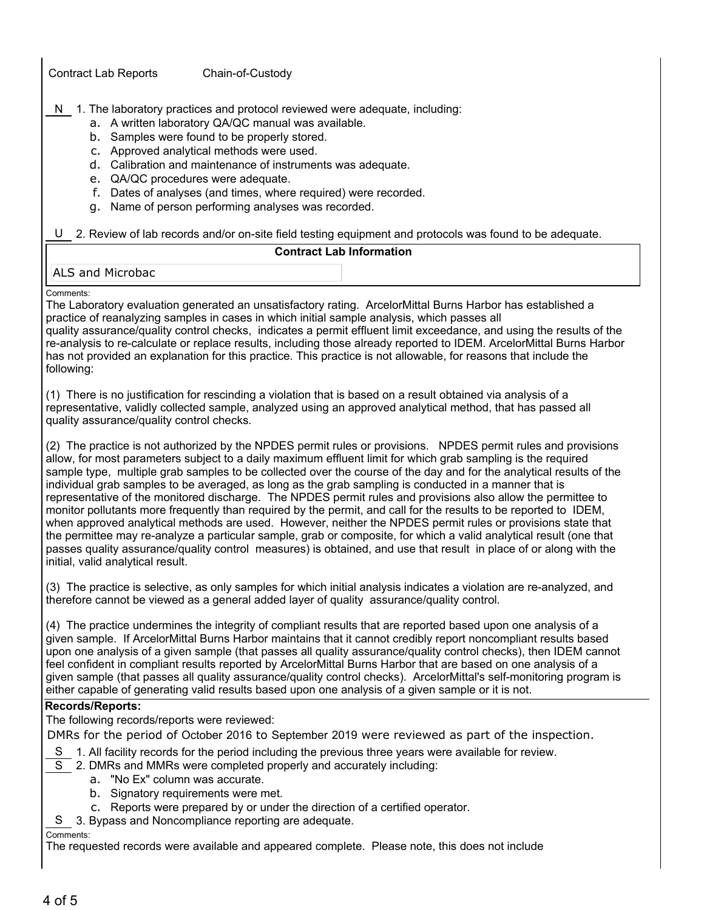Contract Lab Reports Chain-of-Custody

N 1. The laboratory practices and protocol reviewed were adequate, including:

- a. A written laboratory QA/QC manual was available.
- b. Samples were found to be properly stored.
- c. Approved analytical methods were used.
- d. Calibration and maintenance of instruments was adequate.
- e. QA/QC procedures were adequate.
- f. Dates of analyses (and times, where required) were recorded.
- g. Name of person performing analyses was recorded.

U 2. Review of lab records and/or on-site field testing equipment and protocols was found to be adequate.

| Contract Lab Information |
|---|
| ALS and Microbac |

Comments:

The Laboratory evaluation generated an unsatisfactory rating. ArcelorMittal Burns Harbor has established a practice of reanalyzing samples in cases in which initial sample analysis, which passes all quality assurance/quality control checks, indicates a permit effluent limit exceedance, and using the results of the re-analysis to re-calculate or replace results, including those already reported to IDEM. ArcelorMittal Burns Harbor has not provided an explanation for this practice. This practice is not allowable, for reasons that include the following:

(1) There is no justification for rescinding a violation that is based on a result obtained via analysis of a representative, validly collected sample, analyzed using an approved analytical method, that has passed all quality assurance/quality control checks.

(2) The practice is not authorized by the NPDES permit rules or provisions. NPDES permit rules and provisions allow, for most parameters subject to a daily maximum effluent limit for which grab sampling is the required sample type, multiple grab samples to be collected over the course of the day and for the analytical results of the individual grab samples to be averaged, as long as the grab sampling is conducted in a manner that is representative of the monitored discharge. The NPDES permit rules and provisions also allow the permittee to monitor pollutants more frequently than required by the permit, and call for the results to be reported to IDEM, when approved analytical methods are used. However, neither the NPDES permit rules or provisions state that the permittee may re-analyze a particular sample, grab or composite, for which a valid analytical result (one that passes quality assurance/quality control measures) is obtained, and use that result in place of or along with the initial, valid analytical result.

(3) The practice is selective, as only samples for which initial analysis indicates a violation are re-analyzed, and therefore cannot be viewed as a general added layer of quality assurance/quality control.

(4) The practice undermines the integrity of compliant results that are reported based upon one analysis of a given sample. If ArcelorMittal Burns Harbor maintains that it cannot credibly report noncompliant results based upon one analysis of a given sample (that passes all quality assurance/quality control checks), then IDEM cannot feel confident in compliant results reported by ArcelorMittal Burns Harbor that are based on one analysis of a given sample (that passes all quality assurance/quality control checks). ArcelorMittal's self-monitoring program is either capable of generating valid results based upon one analysis of a given sample or it is not.

**Records/Reports:**

The following records/reports were reviewed:

DMRs for the period of October 2016 to September 2019 were reviewed as part of the inspection.

S 1. All facility records for the period including the previous three years were available for review.

S 2. DMRs and MMRs were completed properly and accurately including:

- a. "No Ex" column was accurate.
- b. Signatory requirements were met.
- c. Reports were prepared by or under the direction of a certified operator.

S 3. Bypass and Noncompliance reporting are adequate.

Comments:

The requested records were available and appeared complete. Please note, this does not include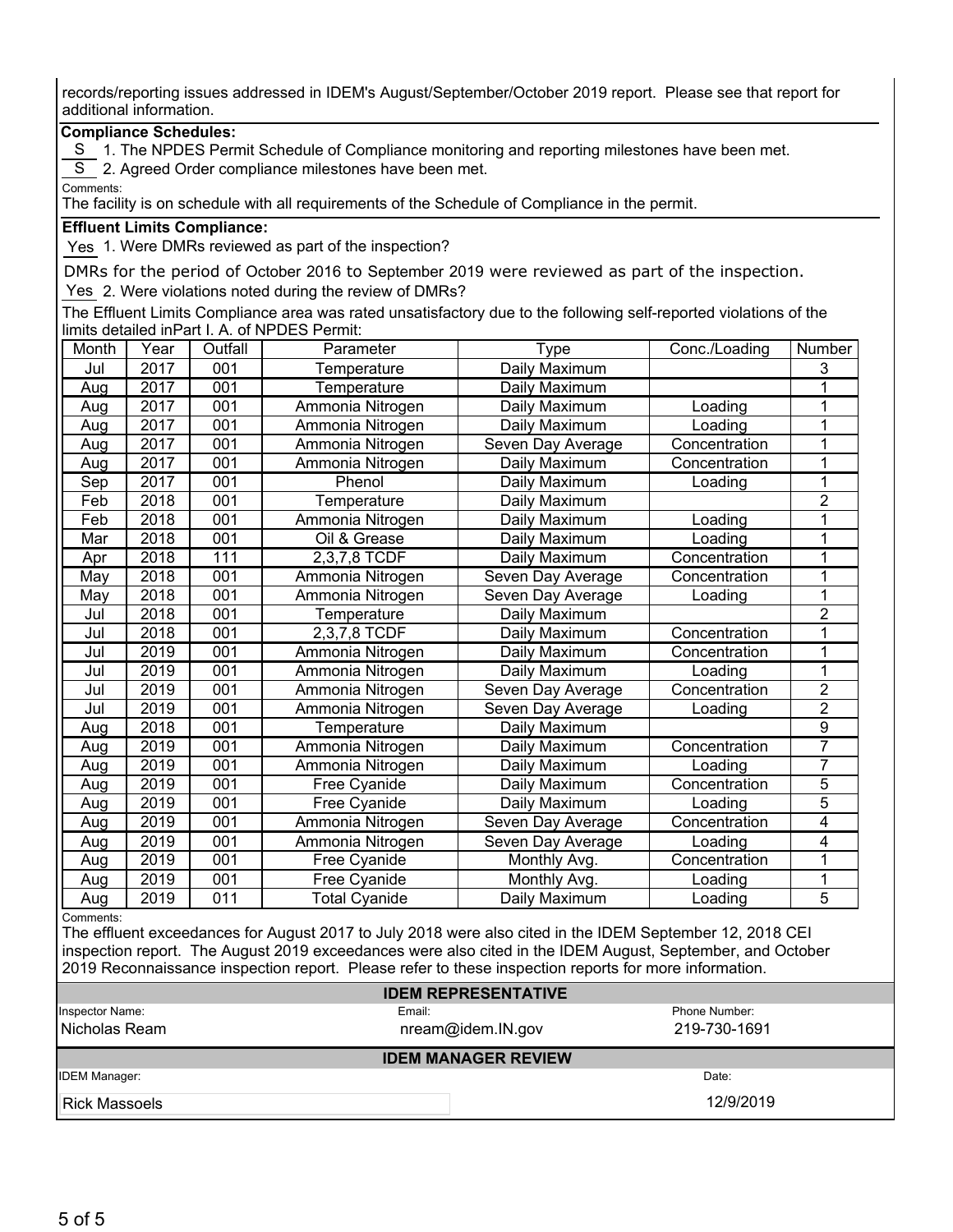records/reporting issues addressed in IDEM's August/September/October 2019 report. Please see that report for additional information.

**Compliance Schedules:**

S 1. The NPDES Permit Schedule of Compliance monitoring and reporting milestones have been met.

S 2. Agreed Order compliance milestones have been met.

Comments:

The facility is on schedule with all requirements of the Schedule of Compliance in the permit.

**Effluent Limits Compliance:**

Yes 1. Were DMRs reviewed as part of the inspection?

DMRs for the period of October 2016 to September 2019 were reviewed as part of the inspection.

Yes 2. Were violations noted during the review of DMRs?

The Effluent Limits Compliance area was rated unsatisfactory due to the following self-reported violations of the limits detailed inPart I. A. of NPDES Permit:

| Month | Year | Outfall | Parameter | Type | Conc./Loading | Number |
|---|---|---|---|---|---|---|
| Jul | 2017 | 001 | Temperature | Daily Maximum | | 3 |
| Aug | 2017 | 001 | Temperature | Daily Maximum | | 1 |
| Aug | 2017 | 001 | Ammonia Nitrogen | Daily Maximum | Loading | 1 |
| Aug | 2017 | 001 | Ammonia Nitrogen | Daily Maximum | Loading | 1 |
| Aug | 2017 | 001 | Ammonia Nitrogen | Seven Day Average | Concentration | 1 |
| Aug | 2017 | 001 | Ammonia Nitrogen | Daily Maximum | Concentration | 1 |
| Sep | 2017 | 001 | Phenol | Daily Maximum | Loading | 1 |
| Feb | 2018 | 001 | Temperature | Daily Maximum | | 2 |
| Feb | 2018 | 001 | Ammonia Nitrogen | Daily Maximum | Loading | 1 |
| Mar | 2018 | 001 | Oil & Grease | Daily Maximum | Loading | 1 |
| Apr | 2018 | 111 | 2,3,7,8 TCDF | Daily Maximum | Concentration | 1 |
| May | 2018 | 001 | Ammonia Nitrogen | Seven Day Average | Concentration | 1 |
| May | 2018 | 001 | Ammonia Nitrogen | Seven Day Average | Loading | 1 |
| Jul | 2018 | 001 | Temperature | Daily Maximum | | 2 |
| Jul | 2018 | 001 | 2,3,7,8 TCDF | Daily Maximum | Concentration | 1 |
| Jul | 2019 | 001 | Ammonia Nitrogen | Daily Maximum | Concentration | 1 |
| Jul | 2019 | 001 | Ammonia Nitrogen | Daily Maximum | Loading | 1 |
| Jul | 2019 | 001 | Ammonia Nitrogen | Seven Day Average | Concentration | 2 |
| Jul | 2019 | 001 | Ammonia Nitrogen | Seven Day Average | Loading | 2 |
| Aug | 2018 | 001 | Temperature | Daily Maximum | | 9 |
| Aug | 2019 | 001 | Ammonia Nitrogen | Daily Maximum | Concentration | 7 |
| Aug | 2019 | 001 | Ammonia Nitrogen | Daily Maximum | Loading | 7 |
| Aug | 2019 | 001 | Free Cyanide | Daily Maximum | Concentration | 5 |
| Aug | 2019 | 001 | Free Cyanide | Daily Maximum | Loading | 5 |
| Aug | 2019 | 001 | Ammonia Nitrogen | Seven Day Average | Concentration | 4 |
| Aug | 2019 | 001 | Ammonia Nitrogen | Seven Day Average | Loading | 4 |
| Aug | 2019 | 001 | Free Cyanide | Monthly Avg. | Concentration | 1 |
| Aug | 2019 | 001 | Free Cyanide | Monthly Avg. | Loading | 1 |
| Aug | 2019 | 011 | Total Cyanide | Daily Maximum | Loading | 5 |

Comments:

The effluent exceedances for August 2017 to July 2018 were also cited in the IDEM September 12, 2018 CEI inspection report. The August 2019 exceedances were also cited in the IDEM August, September, and October 2019 Reconnaissance inspection report. Please refer to these inspection reports for more information.

**IDEM REPRESENTATIVE**

| Inspector Name: | Email: | Phone Number: |
|---|---|---|
| Nicholas Ream | nream@idem.IN.gov | 219-730-1691 |

**IDEM MANAGER REVIEW**

| IDEM Manager: | Date: |
|---|---|
| Rick Massoels | 12/9/2019 |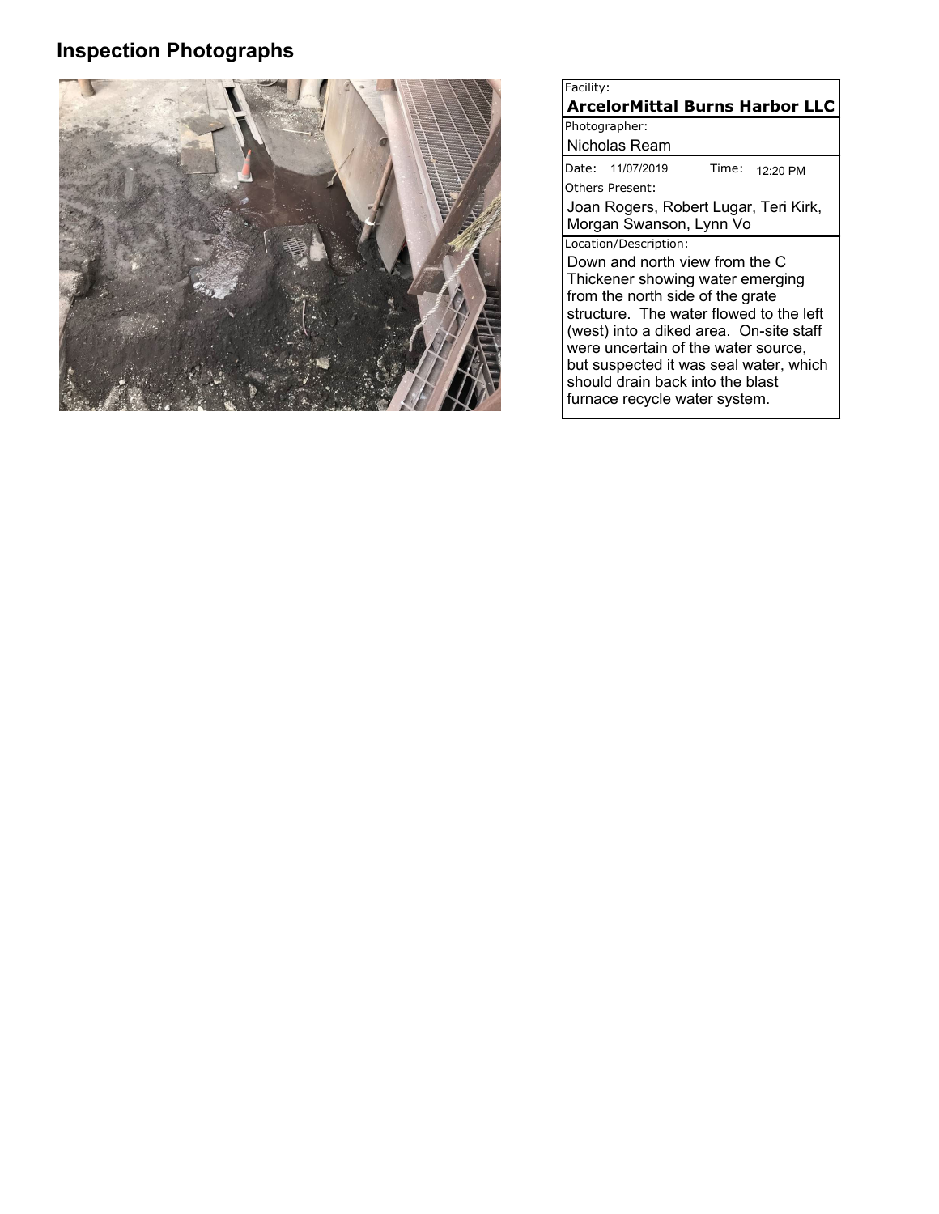## Inspection Photographs

| | |
|---|---|
| Facility: | **ArcelorMittal Burns Harbor LLC** |
| Photographer: | Nicholas Ream |
| Date: 11/07/2019 | Time: 12:20 PM |
| Others Present: | Joan Rogers, Robert Lugar, Teri Kirk, Morgan Swanson, Lynn Vo |
| Location/Description: | Down and north view from the C Thickener showing water emerging from the north side of the grate structure. The water flowed to the left (west) into a diked area. On-site staff were uncertain of the water source, but suspected it was seal water, which should drain back into the blast furnace recycle water system. |